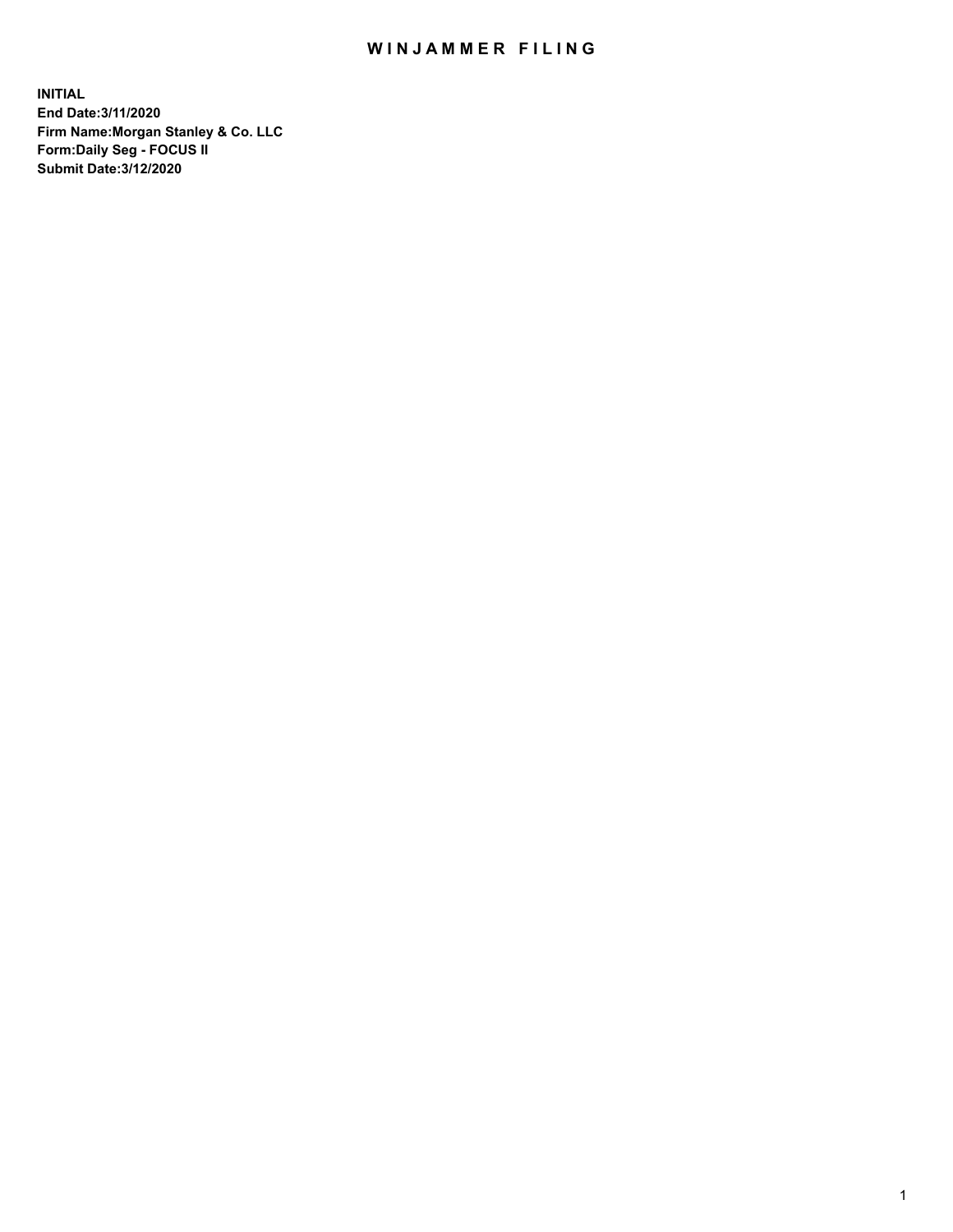# WINJAMMER FILING

**INITIAL**
**End Date:3/11/2020**
**Firm Name:Morgan Stanley & Co. LLC**
**Form:Daily Seg - FOCUS II**
**Submit Date:3/12/2020**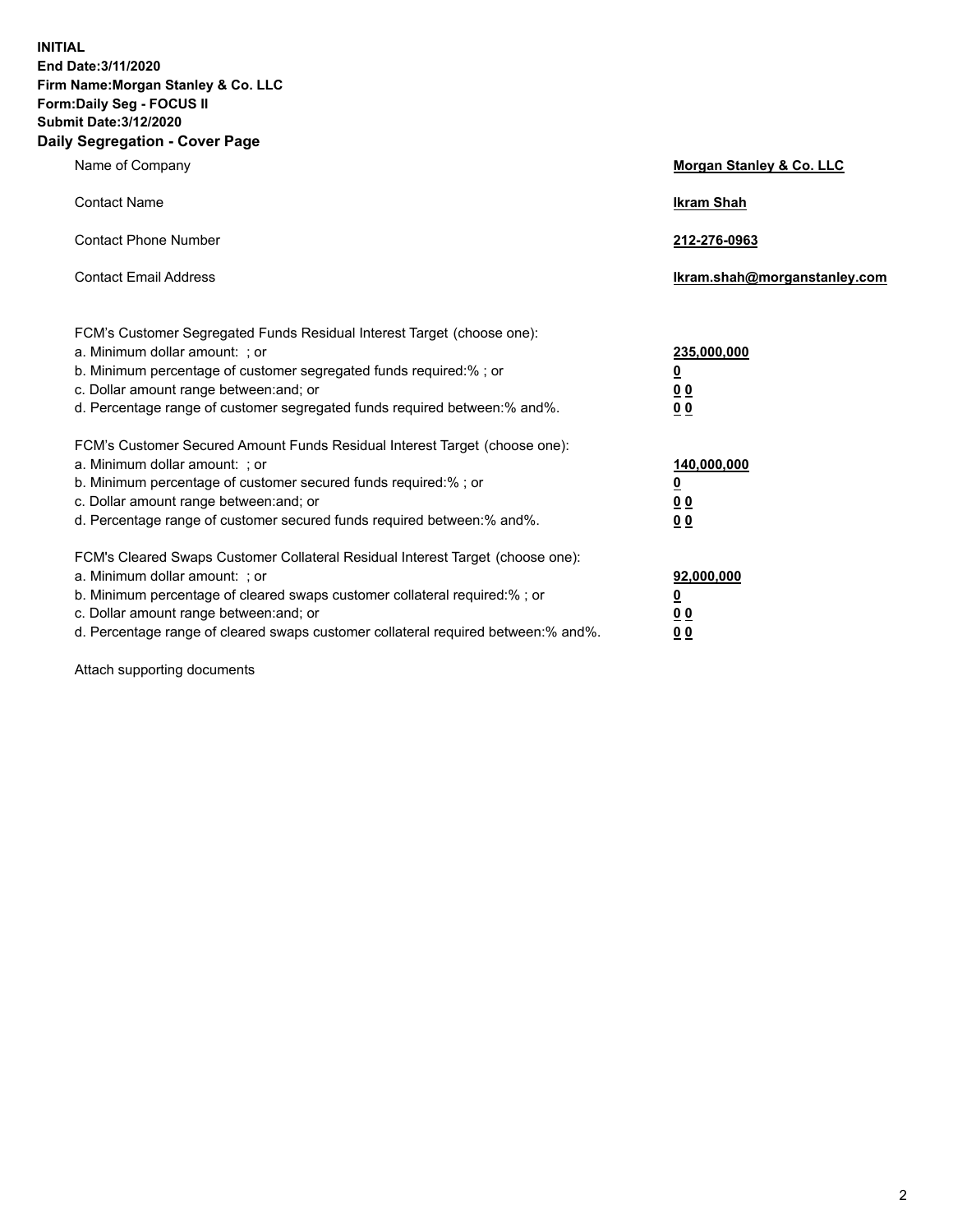**INITIAL**
**End Date:3/11/2020**
**Firm Name:Morgan Stanley & Co. LLC**
**Form:Daily Seg - FOCUS II**
**Submit Date:3/12/2020**

## Daily Segregation - Cover Page

| | |
|---|---|
| Name of Company | **Morgan Stanley & Co. LLC** |
| Contact Name | **Ikram Shah** |
| Contact Phone Number | **212-276-0963** |
| Contact Email Address | **Ikram.shah@morganstanley.com** |

| | |
|---|---|
| FCM's Customer Segregated Funds Residual Interest Target (choose one): | |
| a. Minimum dollar amount: ; or | **235,000,000** |
| b. Minimum percentage of customer segregated funds required:% ; or | **0** |
| c. Dollar amount range between:and; or | **0 0** |
| d. Percentage range of customer segregated funds required between:% and%. | **0 0** |
| FCM's Customer Secured Amount Funds Residual Interest Target (choose one): | |
| a. Minimum dollar amount: ; or | **140,000,000** |
| b. Minimum percentage of customer secured funds required:% ; or | **0** |
| c. Dollar amount range between:and; or | **0 0** |
| d. Percentage range of customer secured funds required between:% and%. | **0 0** |
| FCM's Cleared Swaps Customer Collateral Residual Interest Target (choose one): | |
| a. Minimum dollar amount: ; or | **92,000,000** |
| b. Minimum percentage of cleared swaps customer collateral required:% ; or | **0** |
| c. Dollar amount range between:and; or | **0 0** |
| d. Percentage range of cleared swaps customer collateral required between:% and%. | **0 0** |

Attach supporting documents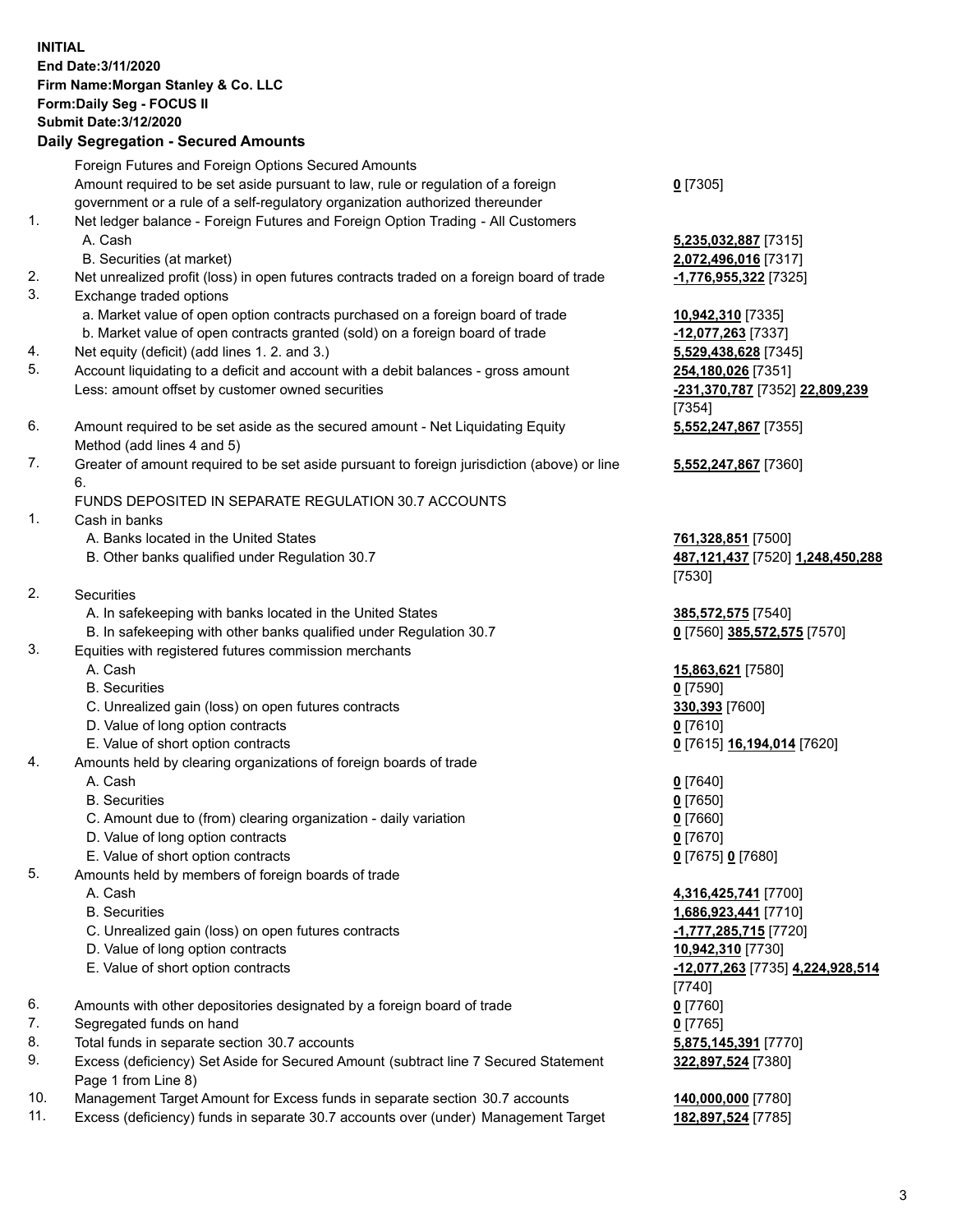**INITIAL**
**End Date:3/11/2020**
**Firm Name:Morgan Stanley & Co. LLC**
**Form:Daily Seg - FOCUS II**
**Submit Date:3/12/2020**

## Daily Segregation - Secured Amounts

| | | |
|---|---|---|
| | Foreign Futures and Foreign Options Secured Amounts | |
| | Amount required to be set aside pursuant to law, rule or regulation of a foreign government or a rule of a self-regulatory organization authorized thereunder | **0** [7305] |
| 1. | Net ledger balance - Foreign Futures and Foreign Option Trading - All Customers | |
| | A. Cash | **5,235,032,887** [7315] |
| | B. Securities (at market) | **2,072,496,016** [7317] |
| 2. | Net unrealized profit (loss) in open futures contracts traded on a foreign board of trade | **-1,776,955,322** [7325] |
| 3. | Exchange traded options | |
| | a. Market value of open option contracts purchased on a foreign board of trade | **10,942,310** [7335] |
| | b. Market value of open contracts granted (sold) on a foreign board of trade | **-12,077,263** [7337] |
| 4. | Net equity (deficit) (add lines 1. 2. and 3.) | **5,529,438,628** [7345] |
| 5. | Account liquidating to a deficit and account with a debit balances - gross amount | **254,180,026** [7351] |
| | Less: amount offset by customer owned securities | **-231,370,787** [7352] **22,809,239** [7354] |
| 6. | Amount required to be set aside as the secured amount - Net Liquidating Equity Method (add lines 4 and 5) | **5,552,247,867** [7355] |
| 7. | Greater of amount required to be set aside pursuant to foreign jurisdiction (above) or line 6. | **5,552,247,867** [7360] |
| | FUNDS DEPOSITED IN SEPARATE REGULATION 30.7 ACCOUNTS | |
| 1. | Cash in banks | |
| | A. Banks located in the United States | **761,328,851** [7500] |
| | B. Other banks qualified under Regulation 30.7 | **487,121,437** [7520] **1,248,450,288** [7530] |
| 2. | Securities | |
| | A. In safekeeping with banks located in the United States | **385,572,575** [7540] |
| | B. In safekeeping with other banks qualified under Regulation 30.7 | **0** [7560] **385,572,575** [7570] |
| 3. | Equities with registered futures commission merchants | |
| | A. Cash | **15,863,621** [7580] |
| | B. Securities | **0** [7590] |
| | C. Unrealized gain (loss) on open futures contracts | **330,393** [7600] |
| | D. Value of long option contracts | **0** [7610] |
| | E. Value of short option contracts | **0** [7615] **16,194,014** [7620] |
| 4. | Amounts held by clearing organizations of foreign boards of trade | |
| | A. Cash | **0** [7640] |
| | B. Securities | **0** [7650] |
| | C. Amount due to (from) clearing organization - daily variation | **0** [7660] |
| | D. Value of long option contracts | **0** [7670] |
| | E. Value of short option contracts | **0** [7675] **0** [7680] |
| 5. | Amounts held by members of foreign boards of trade | |
| | A. Cash | **4,316,425,741** [7700] |
| | B. Securities | **1,686,923,441** [7710] |
| | C. Unrealized gain (loss) on open futures contracts | **-1,777,285,715** [7720] |
| | D. Value of long option contracts | **10,942,310** [7730] |
| | E. Value of short option contracts | **-12,077,263** [7735] **4,224,928,514** [7740] |
| 6. | Amounts with other depositories designated by a foreign board of trade | **0** [7760] |
| 7. | Segregated funds on hand | **0** [7765] |
| 8. | Total funds in separate section 30.7 accounts | **5,875,145,391** [7770] |
| 9. | Excess (deficiency) Set Aside for Secured Amount (subtract line 7 Secured Statement Page 1 from Line 8) | **322,897,524** [7380] |
| 10. | Management Target Amount for Excess funds in separate section 30.7 accounts | **140,000,000** [7780] |
| 11. | Excess (deficiency) funds in separate 30.7 accounts over (under) Management Target | **182,897,524** [7785] |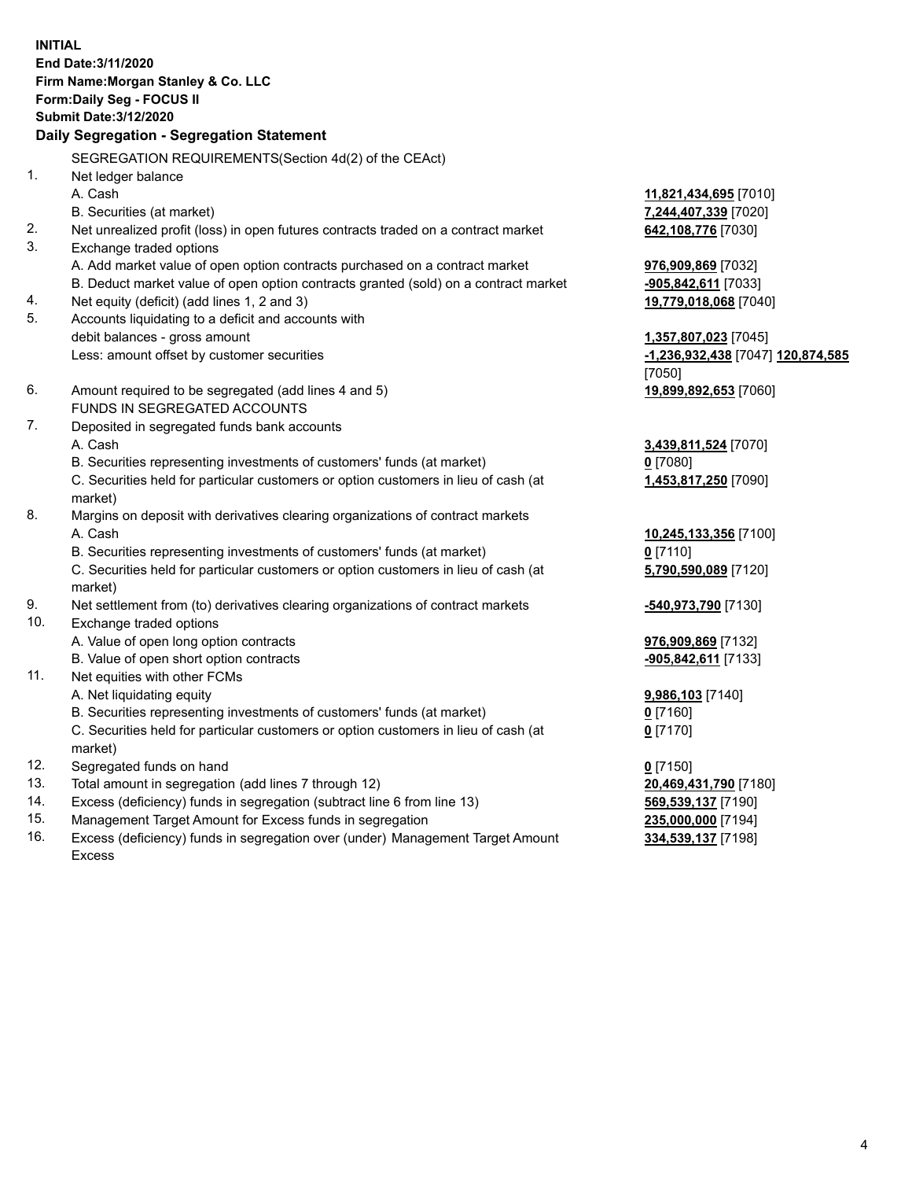**INITIAL**
**End Date:3/11/2020**
**Firm Name:Morgan Stanley & Co. LLC**
**Form:Daily Seg - FOCUS II**
**Submit Date:3/12/2020**

## Daily Segregation - Segregation Statement

SEGREGATION REQUIREMENTS(Section 4d(2) of the CEAct)

| | | |
|---|---|---|
| 1. | Net ledger balance | |
| | A. Cash | **11,821,434,695** [7010] |
| | B. Securities (at market) | **7,244,407,339** [7020] |
| 2. | Net unrealized profit (loss) in open futures contracts traded on a contract market | **642,108,776** [7030] |
| 3. | Exchange traded options | |
| | A. Add market value of open option contracts purchased on a contract market | **976,909,869** [7032] |
| | B. Deduct market value of open option contracts granted (sold) on a contract market | **-905,842,611** [7033] |
| 4. | Net equity (deficit) (add lines 1, 2 and 3) | **19,779,018,068** [7040] |
| 5. | Accounts liquidating to a deficit and accounts with debit balances - gross amount | **1,357,807,023** [7045] |
| | Less: amount offset by customer securities | **-1,236,932,438** [7047] **120,874,585** [7050] |
| 6. | Amount required to be segregated (add lines 4 and 5) | **19,899,892,653** [7060] |
| | FUNDS IN SEGREGATED ACCOUNTS | |
| 7. | Deposited in segregated funds bank accounts | |
| | A. Cash | **3,439,811,524** [7070] |
| | B. Securities representing investments of customers' funds (at market) | **0** [7080] |
| | C. Securities held for particular customers or option customers in lieu of cash (at market) | **1,453,817,250** [7090] |
| 8. | Margins on deposit with derivatives clearing organizations of contract markets | |
| | A. Cash | **10,245,133,356** [7100] |
| | B. Securities representing investments of customers' funds (at market) | **0** [7110] |
| | C. Securities held for particular customers or option customers in lieu of cash (at market) | **5,790,590,089** [7120] |
| 9. | Net settlement from (to) derivatives clearing organizations of contract markets | **-540,973,790** [7130] |
| 10. | Exchange traded options | |
| | A. Value of open long option contracts | **976,909,869** [7132] |
| | B. Value of open short option contracts | **-905,842,611** [7133] |
| 11. | Net equities with other FCMs | |
| | A. Net liquidating equity | **9,986,103** [7140] |
| | B. Securities representing investments of customers' funds (at market) | **0** [7160] |
| | C. Securities held for particular customers or option customers in lieu of cash (at market) | **0** [7170] |
| 12. | Segregated funds on hand | **0** [7150] |
| 13. | Total amount in segregation (add lines 7 through 12) | **20,469,431,790** [7180] |
| 14. | Excess (deficiency) funds in segregation (subtract line 6 from line 13) | **569,539,137** [7190] |
| 15. | Management Target Amount for Excess funds in segregation | **235,000,000** [7194] |
| 16. | Excess (deficiency) funds in segregation over (under) Management Target Amount Excess | **334,539,137** [7198] |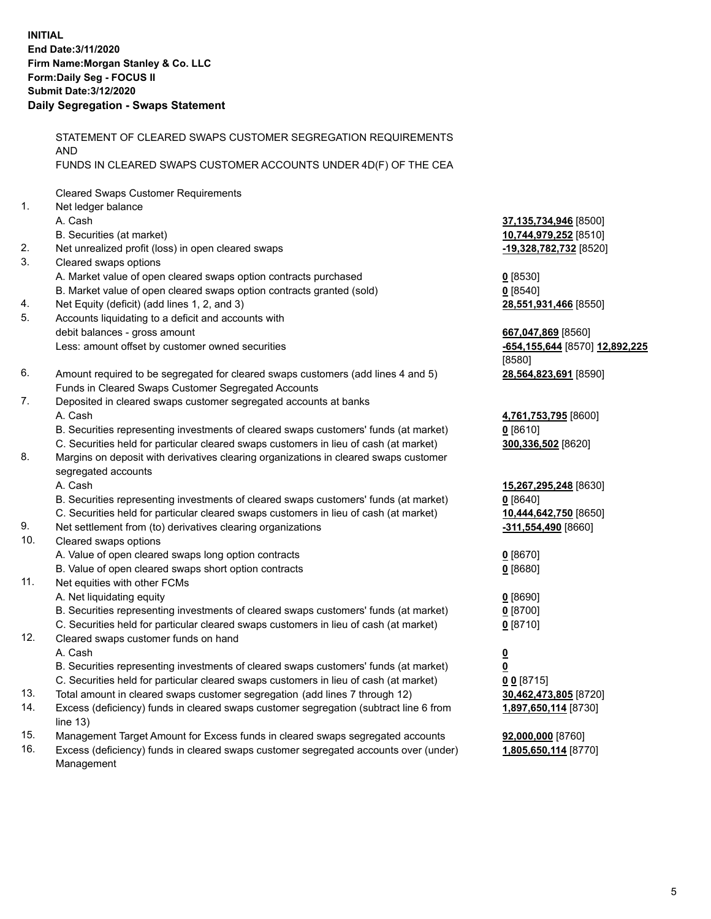**INITIAL**
**End Date:3/11/2020**
**Firm Name:Morgan Stanley & Co. LLC**
**Form:Daily Seg - FOCUS II**
**Submit Date:3/12/2020**
**Daily Segregation - Swaps Statement**

STATEMENT OF CLEARED SWAPS CUSTOMER SEGREGATION REQUIREMENTS AND
FUNDS IN CLEARED SWAPS CUSTOMER ACCOUNTS UNDER 4D(F) OF THE CEA

| | | |
|---|---|---|
| | Cleared Swaps Customer Requirements | |
| 1. | Net ledger balance | |
| | A. Cash | **37,135,734,946** [8500] |
| | B. Securities (at market) | **10,744,979,252** [8510] |
| 2. | Net unrealized profit (loss) in open cleared swaps | **-19,328,782,732** [8520] |
| 3. | Cleared swaps options | |
| | A. Market value of open cleared swaps option contracts purchased | **0** [8530] |
| | B. Market value of open cleared swaps option contracts granted (sold) | **0** [8540] |
| 4. | Net Equity (deficit) (add lines 1, 2, and 3) | **28,551,931,466** [8550] |
| 5. | Accounts liquidating to a deficit and accounts with debit balances - gross amount | **667,047,869** [8560] |
| | Less: amount offset by customer owned securities | **-654,155,644** [8570] **12,892,225** [8580] |
| 6. | Amount required to be segregated for cleared swaps customers (add lines 4 and 5) | **28,564,823,691** [8590] |
| | Funds in Cleared Swaps Customer Segregated Accounts | |
| 7. | Deposited in cleared swaps customer segregated accounts at banks | |
| | A. Cash | **4,761,753,795** [8600] |
| | B. Securities representing investments of cleared swaps customers' funds (at market) | **0** [8610] |
| | C. Securities held for particular cleared swaps customers in lieu of cash (at market) | **300,336,502** [8620] |
| 8. | Margins on deposit with derivatives clearing organizations in cleared swaps customer segregated accounts | |
| | A. Cash | **15,267,295,248** [8630] |
| | B. Securities representing investments of cleared swaps customers' funds (at market) | **0** [8640] |
| | C. Securities held for particular cleared swaps customers in lieu of cash (at market) | **10,444,642,750** [8650] |
| 9. | Net settlement from (to) derivatives clearing organizations | **-311,554,490** [8660] |
| 10. | Cleared swaps options | |
| | A. Value of open cleared swaps long option contracts | **0** [8670] |
| | B. Value of open cleared swaps short option contracts | **0** [8680] |
| 11. | Net equities with other FCMs | |
| | A. Net liquidating equity | **0** [8690] |
| | B. Securities representing investments of cleared swaps customers' funds (at market) | **0** [8700] |
| | C. Securities held for particular cleared swaps customers in lieu of cash (at market) | **0** [8710] |
| 12. | Cleared swaps customer funds on hand | |
| | A. Cash | **0** |
| | B. Securities representing investments of cleared swaps customers' funds (at market) | **0** |
| | C. Securities held for particular cleared swaps customers in lieu of cash (at market) | **0** **0** [8715] |
| 13. | Total amount in cleared swaps customer segregation (add lines 7 through 12) | **30,462,473,805** [8720] |
| 14. | Excess (deficiency) funds in cleared swaps customer segregation (subtract line 6 from line 13) | **1,897,650,114** [8730] |
| 15. | Management Target Amount for Excess funds in cleared swaps segregated accounts | **92,000,000** [8760] |
| 16. | Excess (deficiency) funds in cleared swaps customer segregated accounts over (under) Management | **1,805,650,114** [8770] |